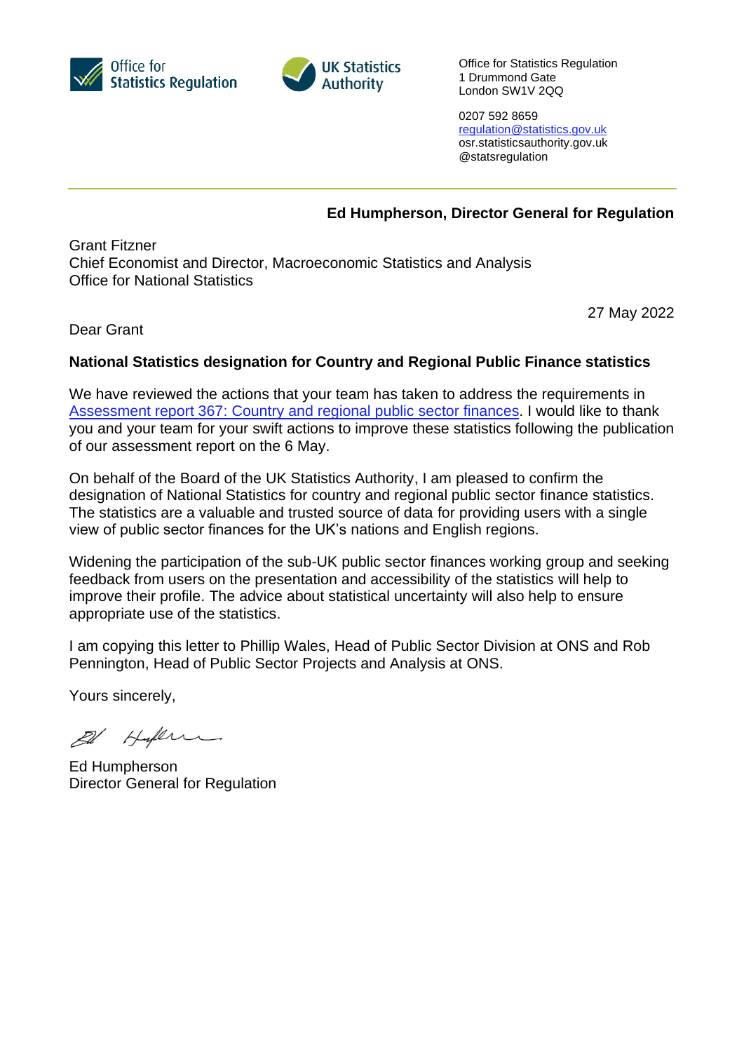Office for Statistics Regulation

UK Statistics Authority

Office for Statistics Regulation
1 Drummond Gate
London SW1V 2QQ

0207 592 8659
regulation@statistics.gov.uk
osr.statisticsauthority.gov.uk
@statsregulation

---

**Ed Humpherson, Director General for Regulation**

Grant Fitzner
Chief Economist and Director, Macroeconomic Statistics and Analysis
Office for National Statistics

27 May 2022

Dear Grant

**National Statistics designation for Country and Regional Public Finance statistics**

We have reviewed the actions that your team has taken to address the requirements in [Assessment report 367: Country and regional public sector finances](). I would like to thank you and your team for your swift actions to improve these statistics following the publication of our assessment report on the 6 May.

On behalf of the Board of the UK Statistics Authority, I am pleased to confirm the designation of National Statistics for country and regional public sector finance statistics. The statistics are a valuable and trusted source of data for providing users with a single view of public sector finances for the UK's nations and English regions.

Widening the participation of the sub-UK public sector finances working group and seeking feedback from users on the presentation and accessibility of the statistics will help to improve their profile. The advice about statistical uncertainty will also help to ensure appropriate use of the statistics.

I am copying this letter to Phillip Wales, Head of Public Sector Division at ONS and Rob Pennington, Head of Public Sector Projects and Analysis at ONS.

Yours sincerely,

Ed Humpherson
Director General for Regulation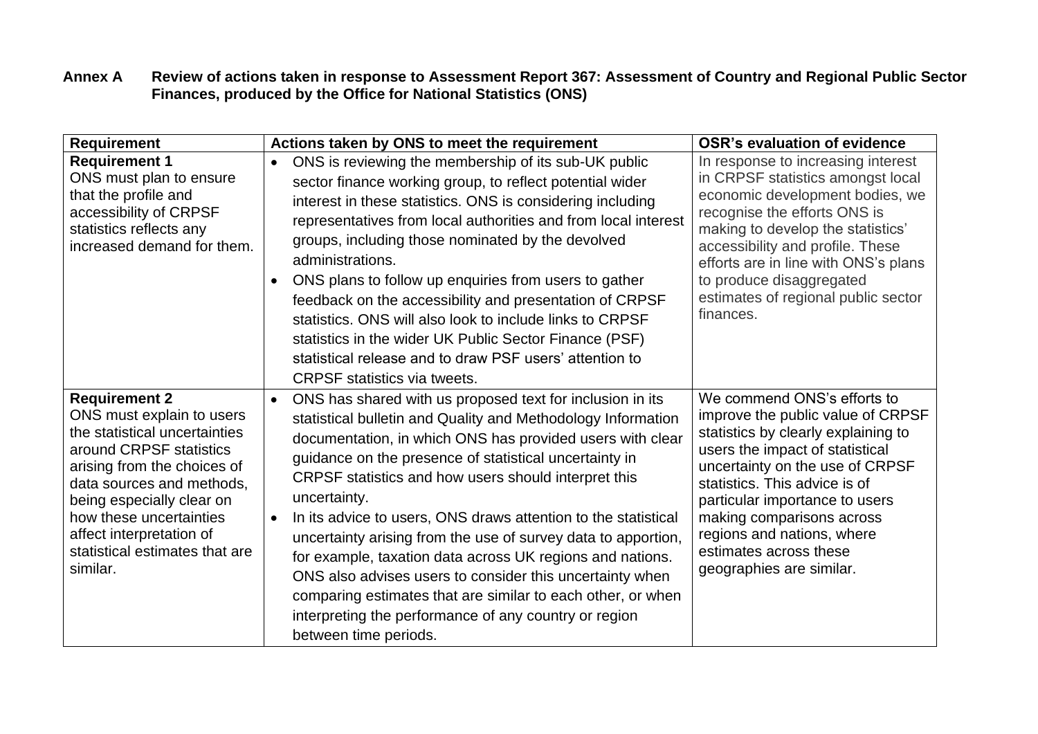**Annex A Review of actions taken in response to Assessment Report 367: Assessment of Country and Regional Public Sector Finances, produced by the Office for National Statistics (ONS)**

| Requirement | Actions taken by ONS to meet the requirement | OSR's evaluation of evidence |
|---|---|---|
| **Requirement 1** ONS must plan to ensure that the profile and accessibility of CRPSF statistics reflects any increased demand for them. | • ONS is reviewing the membership of its sub-UK public sector finance working group, to reflect potential wider interest in these statistics. ONS is considering including representatives from local authorities and from local interest groups, including those nominated by the devolved administrations.<br>• ONS plans to follow up enquiries from users to gather feedback on the accessibility and presentation of CRPSF statistics. ONS will also look to include links to CRPSF statistics in the wider UK Public Sector Finance (PSF) statistical release and to draw PSF users' attention to CRPSF statistics via tweets. | In response to increasing interest in CRPSF statistics amongst local economic development bodies, we recognise the efforts ONS is making to develop the statistics' accessibility and profile. These efforts are in line with ONS's plans to produce disaggregated estimates of regional public sector finances. |
| **Requirement 2** ONS must explain to users the statistical uncertainties around CRPSF statistics arising from the choices of data sources and methods, being especially clear on how these uncertainties affect interpretation of statistical estimates that are similar. | • ONS has shared with us proposed text for inclusion in its statistical bulletin and Quality and Methodology Information documentation, in which ONS has provided users with clear guidance on the presence of statistical uncertainty in CRPSF statistics and how users should interpret this uncertainty.<br>• In its advice to users, ONS draws attention to the statistical uncertainty arising from the use of survey data to apportion, for example, taxation data across UK regions and nations. ONS also advises users to consider this uncertainty when comparing estimates that are similar to each other, or when interpreting the performance of any country or region between time periods. | We commend ONS's efforts to improve the public value of CRPSF statistics by clearly explaining to users the impact of statistical uncertainty on the use of CRPSF statistics. This advice is of particular importance to users making comparisons across regions and nations, where estimates across these geographies are similar. |